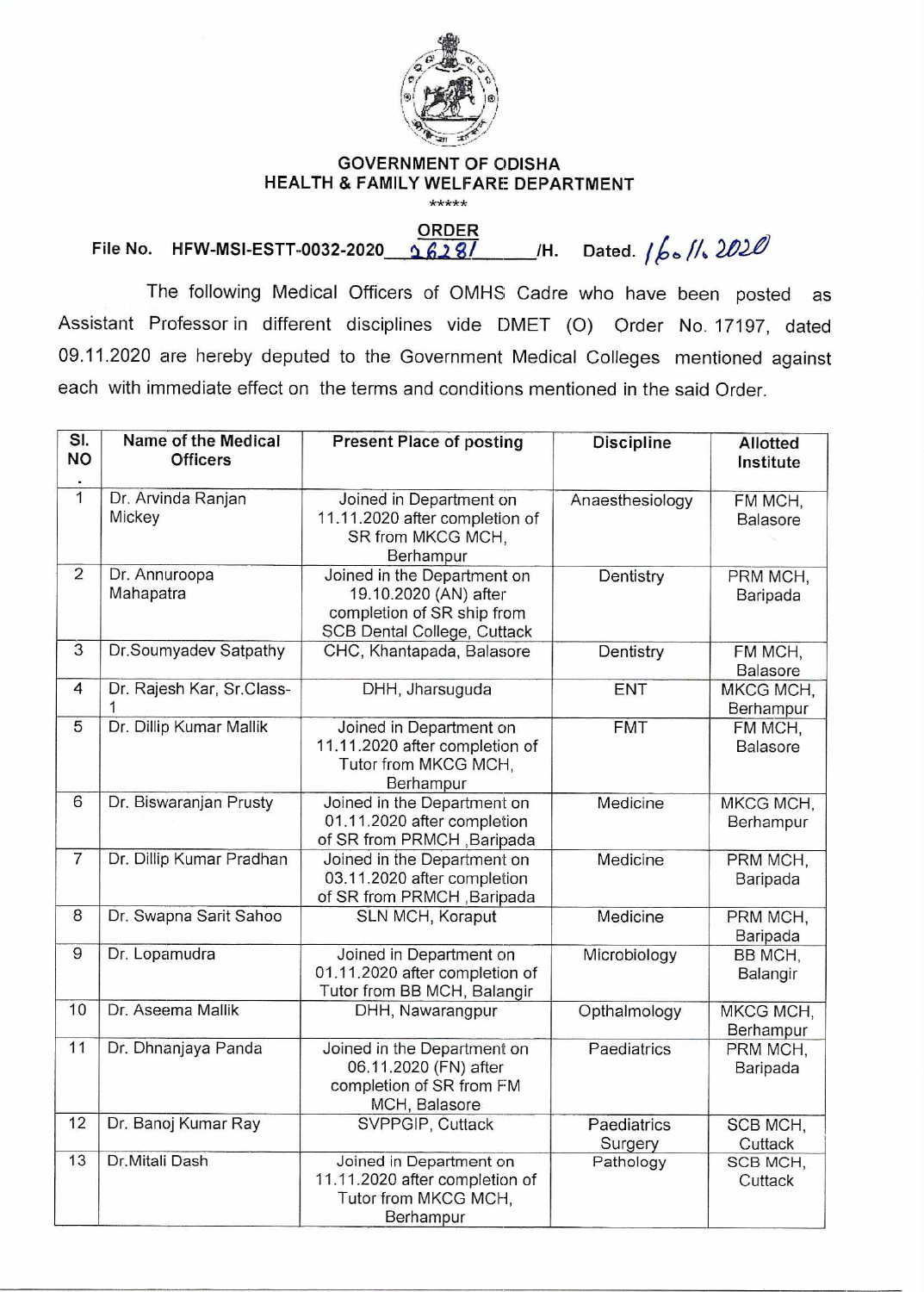**GOVERNMENT OF ODISHA**
**HEALTH & FAMILY WELFARE DEPARTMENT**

\*\*\*\*\*

**ORDER**

File No. HFW-MSI-ESTT-0032-2020 26281 /H. Dated. 16.11.2020

The following Medical Officers of OMHS Cadre who have been posted as Assistant Professor in different disciplines vide DMET (O) Order No. 17197, dated 09.11.2020 are hereby deputed to the Government Medical Colleges mentioned against each with immediate effect on the terms and conditions mentioned in the said Order.

| Sl. NO. | Name of the Medical Officers | Present Place of posting | Discipline | Allotted Institute |
|---|---|---|---|---|
| 1 | Dr. Arvinda Ranjan Mickey | Joined in Department on 11.11.2020 after completion of SR from MKCG MCH, Berhampur | Anaesthesiology | FM MCH, Balasore |
| 2 | Dr. Annuroopa Mahapatra | Joined in the Department on 19.10.2020 (AN) after completion of SR ship from SCB Dental College, Cuttack | Dentistry | PRM MCH, Baripada |
| 3 | Dr.Soumyadev Satpathy | CHC, Khantapada, Balasore | Dentistry | FM MCH, Balasore |
| 4 | Dr. Rajesh Kar, Sr.Class-1 | DHH, Jharsuguda | ENT | MKCG MCH, Berhampur |
| 5 | Dr. Dillip Kumar Mallik | Joined in Department on 11.11.2020 after completion of Tutor from MKCG MCH, Berhampur | FMT | FM MCH, Balasore |
| 6 | Dr. Biswaranjan Prusty | Joined in the Department on 01.11.2020 after completion of SR from PRMCH ,Baripada | Medicine | MKCG MCH, Berhampur |
| 7 | Dr. Dillip Kumar Pradhan | Joined in the Department on 03.11.2020 after completion of SR from PRMCH ,Baripada | Medicine | PRM MCH, Baripada |
| 8 | Dr. Swapna Sarit Sahoo | SLN MCH, Koraput | Medicine | PRM MCH, Baripada |
| 9 | Dr. Lopamudra | Joined in Department on 01.11.2020 after completion of Tutor from BB MCH, Balangir | Microbiology | BB MCH, Balangir |
| 10 | Dr. Aseema Mallik | DHH, Nawarangpur | Opthalmology | MKCG MCH, Berhampur |
| 11 | Dr. Dhnanjaya Panda | Joined in the Department on 06.11.2020 (FN) after completion of SR from FM MCH, Balasore | Paediatrics | PRM MCH, Baripada |
| 12 | Dr. Banoj Kumar Ray | SVPPGIP, Cuttack | Paediatrics Surgery | SCB MCH, Cuttack |
| 13 | Dr.Mitali Dash | Joined in Department on 11.11.2020 after completion of Tutor from MKCG MCH, Berhampur | Pathology | SCB MCH, Cuttack |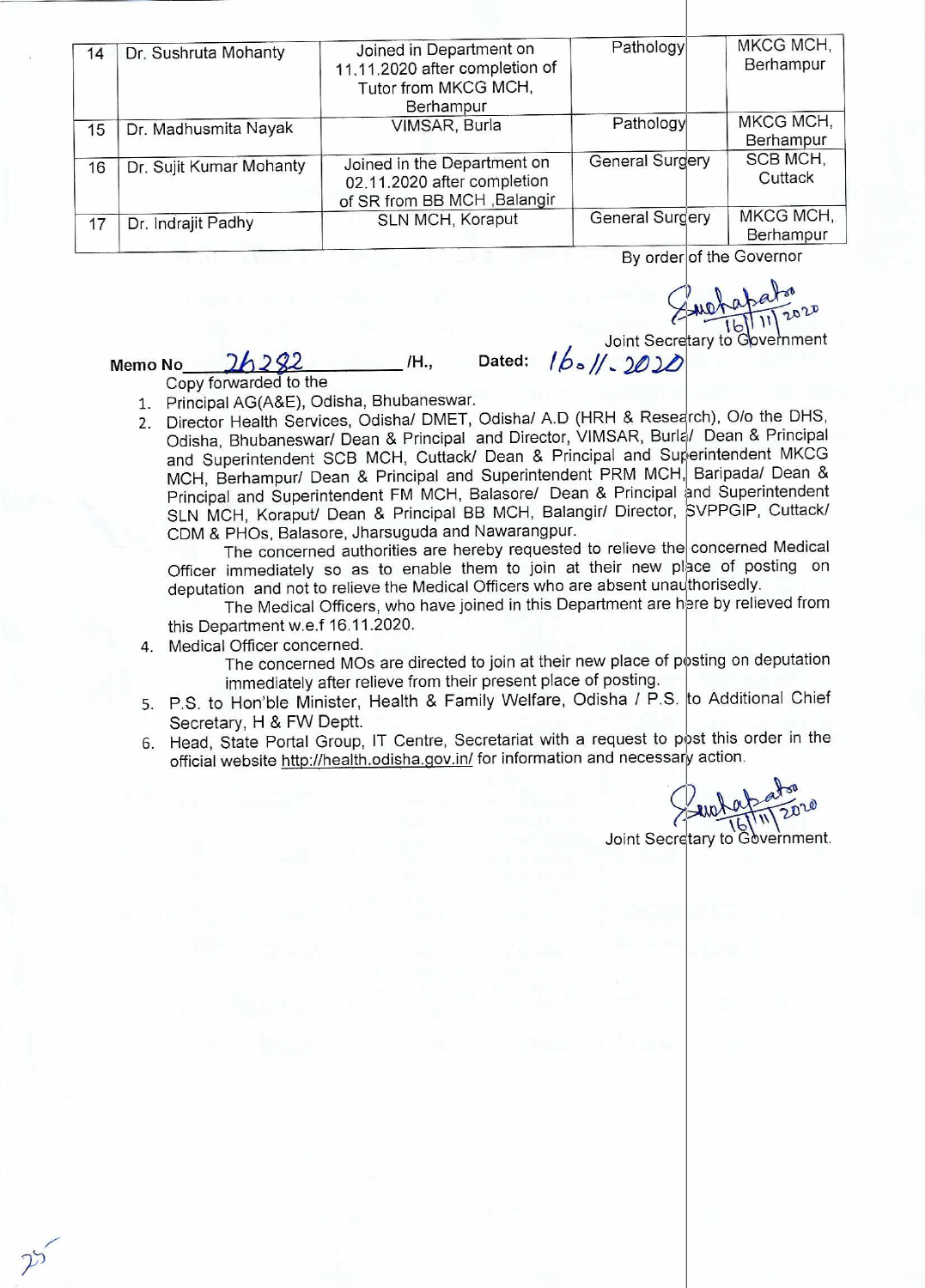| | | | | |
|---|---|---|---|---|
| 14 | Dr. Sushruta Mohanty | Joined in Department on 11.11.2020 after completion of Tutor from MKCG MCH, Berhampur | Pathology | MKCG MCH, Berhampur |
| 15 | Dr. Madhusmita Nayak | VIMSAR, Burla | Pathology | MKCG MCH, Berhampur |
| 16 | Dr. Sujit Kumar Mohanty | Joined in the Department on 02.11.2020 after completion of SR from BB MCH ,Balangir | General Surgery | SCB MCH, Cuttack |
| 17 | Dr. Indrajit Padhy | SLN MCH, Koraput | General Surgery | MKCG MCH, Berhampur |

By order of the Governor

16/11/2020

Joint Secretary to Government

Memo No 26282 /H., Dated: 16.11.2020

Copy forwarded to the

1. Principal AG(A&E), Odisha, Bhubaneswar.
2. Director Health Services, Odisha/ DMET, Odisha/ A.D (HRH & Research), O/o the DHS, Odisha, Bhubaneswar/ Dean & Principal and Director, VIMSAR, Burla/ Dean & Principal and Superintendent SCB MCH, Cuttack/ Dean & Principal and Superintendent MKCG MCH, Berhampur/ Dean & Principal and Superintendent PRM MCH, Baripada/ Dean & Principal and Superintendent FM MCH, Balasore/ Dean & Principal and Superintendent SLN MCH, Koraput/ Dean & Principal BB MCH, Balangir/ Director, SVPPGIP, Cuttack/ CDM & PHOs, Balasore, Jharsuguda and Nawarangpur.

   The concerned authorities are hereby requested to relieve the concerned Medical Officer immediately so as to enable them to join at their new place of posting on deputation and not to relieve the Medical Officers who are absent unauthorisedly.

   The Medical Officers, who have joined in this Department are here by relieved from this Department w.e.f 16.11.2020.
4. Medical Officer concerned.

   The concerned MOs are directed to join at their new place of posting on deputation immediately after relieve from their present place of posting.
5. P.S. to Hon'ble Minister, Health & Family Welfare, Odisha / P.S. to Additional Chief Secretary, H & FW Deptt.
6. Head, State Portal Group, IT Centre, Secretariat with a request to post this order in the official website http://health.odisha.gov.in/ for information and necessary action.

16/11/2020

Joint Secretary to Government.